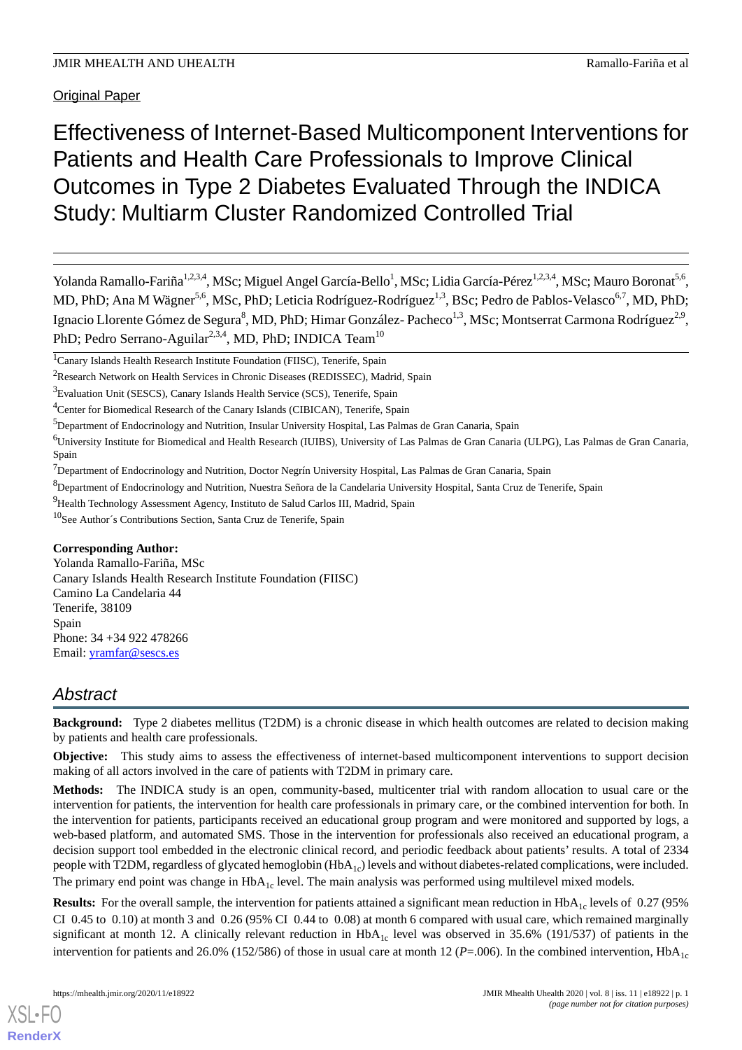Original Paper

# Effectiveness of Internet-Based Multicomponent Interventions for Patients and Health Care Professionals to Improve Clinical Outcomes in Type 2 Diabetes Evaluated Through the INDICA Study: Multiarm Cluster Randomized Controlled Trial

Yolanda Ramallo-Fariña[1,2,3,4], MSc; Miguel Angel García-Bello[1], MSc; Lidia García-Pérez[1,2,3,4], MSc; Mauro Boronat[5,6], MD, PhD; Ana M Wägner[5,6], MSc, PhD; Leticia Rodríguez-Rodríguez[1,3], BSc; Pedro de Pablos-Velasco[6,7], MD, PhD; Ignacio Llorente Gómez de Segura[8], MD, PhD; Himar González- Pacheco[1,3], MSc; Montserrat Carmona Rodríguez[2,9], PhD; Pedro Serrano-Aguilar[2,3,4], MD, PhD; INDICA Team[10]

[1]Canary Islands Health Research Institute Foundation (FIISC), Tenerife, Spain

[2]Research Network on Health Services in Chronic Diseases (REDISSEC), Madrid, Spain

[3]Evaluation Unit (SESCS), Canary Islands Health Service (SCS), Tenerife, Spain

[4]Center for Biomedical Research of the Canary Islands (CIBICAN), Tenerife, Spain

[5]Department of Endocrinology and Nutrition, Insular University Hospital, Las Palmas de Gran Canaria, Spain

[6]University Institute for Biomedical and Health Research (IUIBS), University of Las Palmas de Gran Canaria (ULPG), Las Palmas de Gran Canaria, Spain

[7]Department of Endocrinology and Nutrition, Doctor Negrín University Hospital, Las Palmas de Gran Canaria, Spain

[8]Department of Endocrinology and Nutrition, Nuestra Señora de la Candelaria University Hospital, Santa Cruz de Tenerife, Spain

[9]Health Technology Assessment Agency, Instituto de Salud Carlos III, Madrid, Spain

[10]See Author´s Contributions Section, Santa Cruz de Tenerife, Spain

**Corresponding Author:**
Yolanda Ramallo-Fariña, MSc
Canary Islands Health Research Institute Foundation (FIISC)
Camino La Candelaria 44
Tenerife, 38109
Spain
Phone: 34 +34 922 478266
Email: yramfar@sescs.es

## Abstract

**Background:** Type 2 diabetes mellitus (T2DM) is a chronic disease in which health outcomes are related to decision making by patients and health care professionals.

**Objective:** This study aims to assess the effectiveness of internet-based multicomponent interventions to support decision making of all actors involved in the care of patients with T2DM in primary care.

**Methods:** The INDICA study is an open, community-based, multicenter trial with random allocation to usual care or the intervention for patients, the intervention for health care professionals in primary care, or the combined intervention for both. In the intervention for patients, participants received an educational group program and were monitored and supported by logs, a web-based platform, and automated SMS. Those in the intervention for professionals also received an educational program, a decision support tool embedded in the electronic clinical record, and periodic feedback about patients' results. A total of 2334 people with T2DM, regardless of glycated hemoglobin ($HbA_{1c}$) levels and without diabetes-related complications, were included. The primary end point was change in $HbA_{1c}$ level. The main analysis was performed using multilevel mixed models.

**Results:** For the overall sample, the intervention for patients attained a significant mean reduction in $HbA_{1c}$ levels of 0.27 (95% CI 0.45 to 0.10) at month 3 and 0.26 (95% CI 0.44 to 0.08) at month 6 compared with usual care, which remained marginally significant at month 12. A clinically relevant reduction in $HbA_{1c}$ level was observed in 35.6% (191/537) of patients in the intervention for patients and 26.0% (152/586) of those in usual care at month 12 ($P$=.006). In the combined intervention, $HbA_{1c}$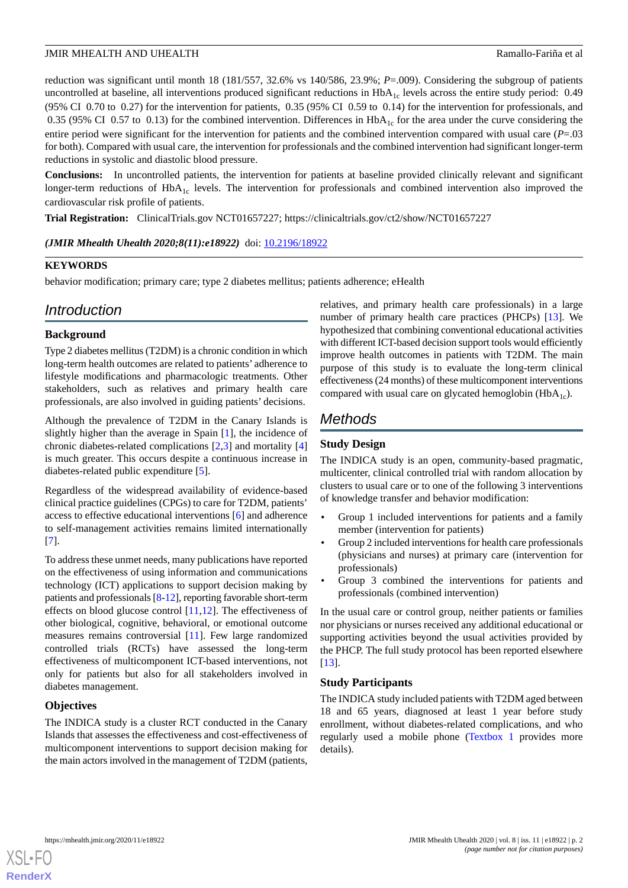reduction was significant until month 18 (181/557, 32.6% vs 140/586, 23.9%; *P*=.009). Considering the subgroup of patients uncontrolled at baseline, all interventions produced significant reductions in $HbA_{1c}$ levels across the entire study period: 0.49 (95% CI 0.70 to 0.27) for the intervention for patients, 0.35 (95% CI 0.59 to 0.14) for the intervention for professionals, and 0.35 (95% CI 0.57 to 0.13) for the combined intervention. Differences in $HbA_{1c}$ for the area under the curve considering the entire period were significant for the intervention for patients and the combined intervention compared with usual care (*P*=.03 for both). Compared with usual care, the intervention for professionals and the combined intervention had significant longer-term reductions in systolic and diastolic blood pressure.

**Conclusions:** In uncontrolled patients, the intervention for patients at baseline provided clinically relevant and significant longer-term reductions of $HbA_{1c}$ levels. The intervention for professionals and combined intervention also improved the cardiovascular risk profile of patients.

**Trial Registration:** ClinicalTrials.gov NCT01657227; https://clinicaltrials.gov/ct2/show/NCT01657227

***(JMIR Mhealth Uhealth 2020;8(11):e18922)*** doi: 10.2196/18922

**KEYWORDS**

behavior modification; primary care; type 2 diabetes mellitus; patients adherence; eHealth

## Introduction

### Background

Type 2 diabetes mellitus (T2DM) is a chronic condition in which long-term health outcomes are related to patients' adherence to lifestyle modifications and pharmacologic treatments. Other stakeholders, such as relatives and primary health care professionals, are also involved in guiding patients' decisions.

Although the prevalence of T2DM in the Canary Islands is slightly higher than the average in Spain [1], the incidence of chronic diabetes-related complications [2,3] and mortality [4] is much greater. This occurs despite a continuous increase in diabetes-related public expenditure [5].

Regardless of the widespread availability of evidence-based clinical practice guidelines (CPGs) to care for T2DM, patients' access to effective educational interventions [6] and adherence to self-management activities remains limited internationally [7].

To address these unmet needs, many publications have reported on the effectiveness of using information and communications technology (ICT) applications to support decision making by patients and professionals [8-12], reporting favorable short-term effects on blood glucose control [11,12]. The effectiveness of other biological, cognitive, behavioral, or emotional outcome measures remains controversial [11]. Few large randomized controlled trials (RCTs) have assessed the long-term effectiveness of multicomponent ICT-based interventions, not only for patients but also for all stakeholders involved in diabetes management.

### Objectives

The INDICA study is a cluster RCT conducted in the Canary Islands that assesses the effectiveness and cost-effectiveness of multicomponent interventions to support decision making for the main actors involved in the management of T2DM (patients, relatives, and primary health care professionals) in a large number of primary health care practices (PHCPs) [13]. We hypothesized that combining conventional educational activities with different ICT-based decision support tools would efficiently improve health outcomes in patients with T2DM. The main purpose of this study is to evaluate the long-term clinical effectiveness (24 months) of these multicomponent interventions compared with usual care on glycated hemoglobin ($HbA_{1c}$).

## Methods

### Study Design

The INDICA study is an open, community-based pragmatic, multicenter, clinical controlled trial with random allocation by clusters to usual care or to one of the following 3 interventions of knowledge transfer and behavior modification:

- Group 1 included interventions for patients and a family member (intervention for patients)
- Group 2 included interventions for health care professionals (physicians and nurses) at primary care (intervention for professionals)
- Group 3 combined the interventions for patients and professionals (combined intervention)

In the usual care or control group, neither patients or families nor physicians or nurses received any additional educational or supporting activities beyond the usual activities provided by the PHCP. The full study protocol has been reported elsewhere [13].

### Study Participants

The INDICA study included patients with T2DM aged between 18 and 65 years, diagnosed at least 1 year before study enrollment, without diabetes-related complications, and who regularly used a mobile phone (Textbox 1 provides more details).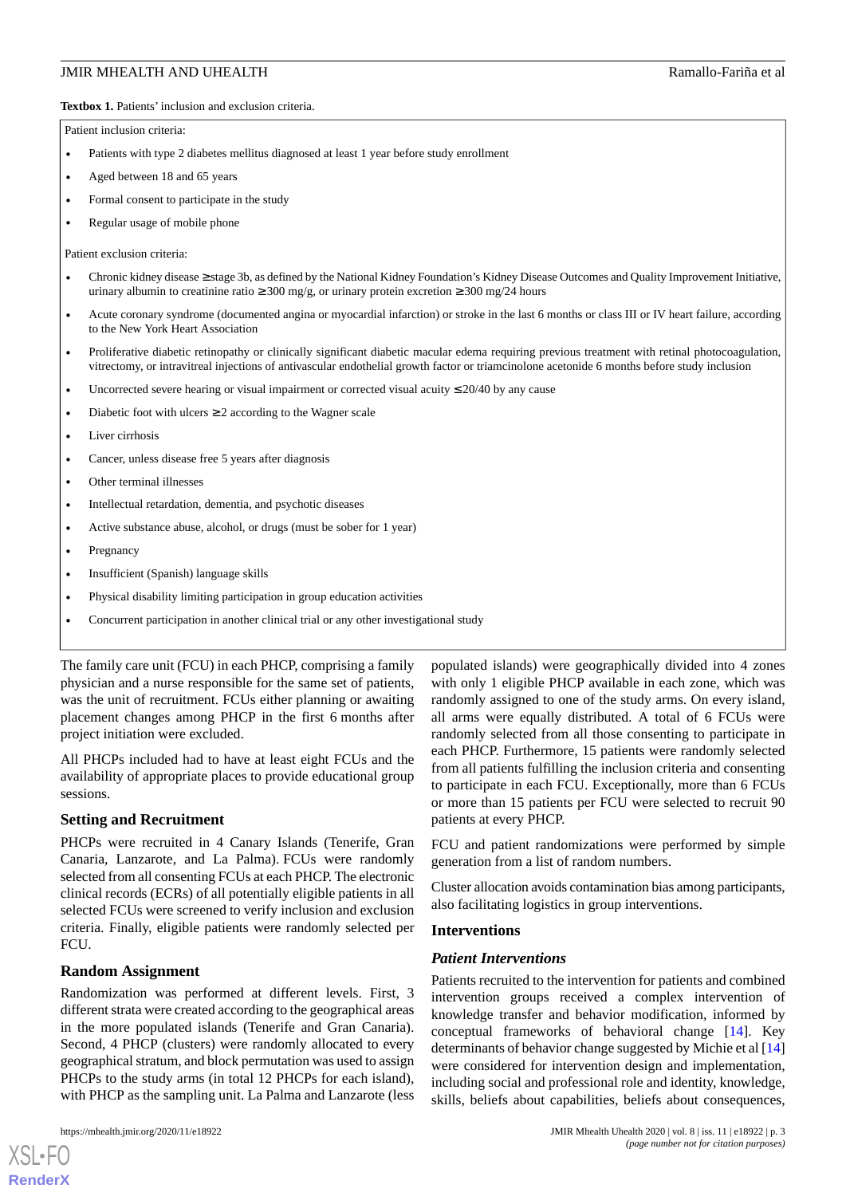**Textbox 1.** Patients' inclusion and exclusion criteria.

Patient inclusion criteria:

- Patients with type 2 diabetes mellitus diagnosed at least 1 year before study enrollment
- Aged between 18 and 65 years
- Formal consent to participate in the study
- Regular usage of mobile phone

Patient exclusion criteria:

- Chronic kidney disease ≥stage 3b, as defined by the National Kidney Foundation's Kidney Disease Outcomes and Quality Improvement Initiative, urinary albumin to creatinine ratio ≥300 mg/g, or urinary protein excretion ≥300 mg/24 hours
- Acute coronary syndrome (documented angina or myocardial infarction) or stroke in the last 6 months or class III or IV heart failure, according to the New York Heart Association
- Proliferative diabetic retinopathy or clinically significant diabetic macular edema requiring previous treatment with retinal photocoagulation, vitrectomy, or intravitreal injections of antivascular endothelial growth factor or triamcinolone acetonide 6 months before study inclusion
- Uncorrected severe hearing or visual impairment or corrected visual acuity ≤20/40 by any cause
- Diabetic foot with ulcers ≥2 according to the Wagner scale
- Liver cirrhosis
- Cancer, unless disease free 5 years after diagnosis
- Other terminal illnesses
- Intellectual retardation, dementia, and psychotic diseases
- Active substance abuse, alcohol, or drugs (must be sober for 1 year)
- Pregnancy
- Insufficient (Spanish) language skills
- Physical disability limiting participation in group education activities
- Concurrent participation in another clinical trial or any other investigational study

The family care unit (FCU) in each PHCP, comprising a family physician and a nurse responsible for the same set of patients, was the unit of recruitment. FCUs either planning or awaiting placement changes among PHCP in the first 6 months after project initiation were excluded.

All PHCPs included had to have at least eight FCUs and the availability of appropriate places to provide educational group sessions.

## Setting and Recruitment

PHCPs were recruited in 4 Canary Islands (Tenerife, Gran Canaria, Lanzarote, and La Palma). FCUs were randomly selected from all consenting FCUs at each PHCP. The electronic clinical records (ECRs) of all potentially eligible patients in all selected FCUs were screened to verify inclusion and exclusion criteria. Finally, eligible patients were randomly selected per FCU.

## Random Assignment

Randomization was performed at different levels. First, 3 different strata were created according to the geographical areas in the more populated islands (Tenerife and Gran Canaria). Second, 4 PHCP (clusters) were randomly allocated to every geographical stratum, and block permutation was used to assign PHCPs to the study arms (in total 12 PHCPs for each island), with PHCP as the sampling unit. La Palma and Lanzarote (less populated islands) were geographically divided into 4 zones with only 1 eligible PHCP available in each zone, which was randomly assigned to one of the study arms. On every island, all arms were equally distributed. A total of 6 FCUs were randomly selected from all those consenting to participate in each PHCP. Furthermore, 15 patients were randomly selected from all patients fulfilling the inclusion criteria and consenting to participate in each FCU. Exceptionally, more than 6 FCUs or more than 15 patients per FCU were selected to recruit 90 patients at every PHCP.

FCU and patient randomizations were performed by simple generation from a list of random numbers.

Cluster allocation avoids contamination bias among participants, also facilitating logistics in group interventions.

## Interventions

### *Patient Interventions*

Patients recruited to the intervention for patients and combined intervention groups received a complex intervention of knowledge transfer and behavior modification, informed by conceptual frameworks of behavioral change [14]. Key determinants of behavior change suggested by Michie et al [14] were considered for intervention design and implementation, including social and professional role and identity, knowledge, skills, beliefs about capabilities, beliefs about consequences,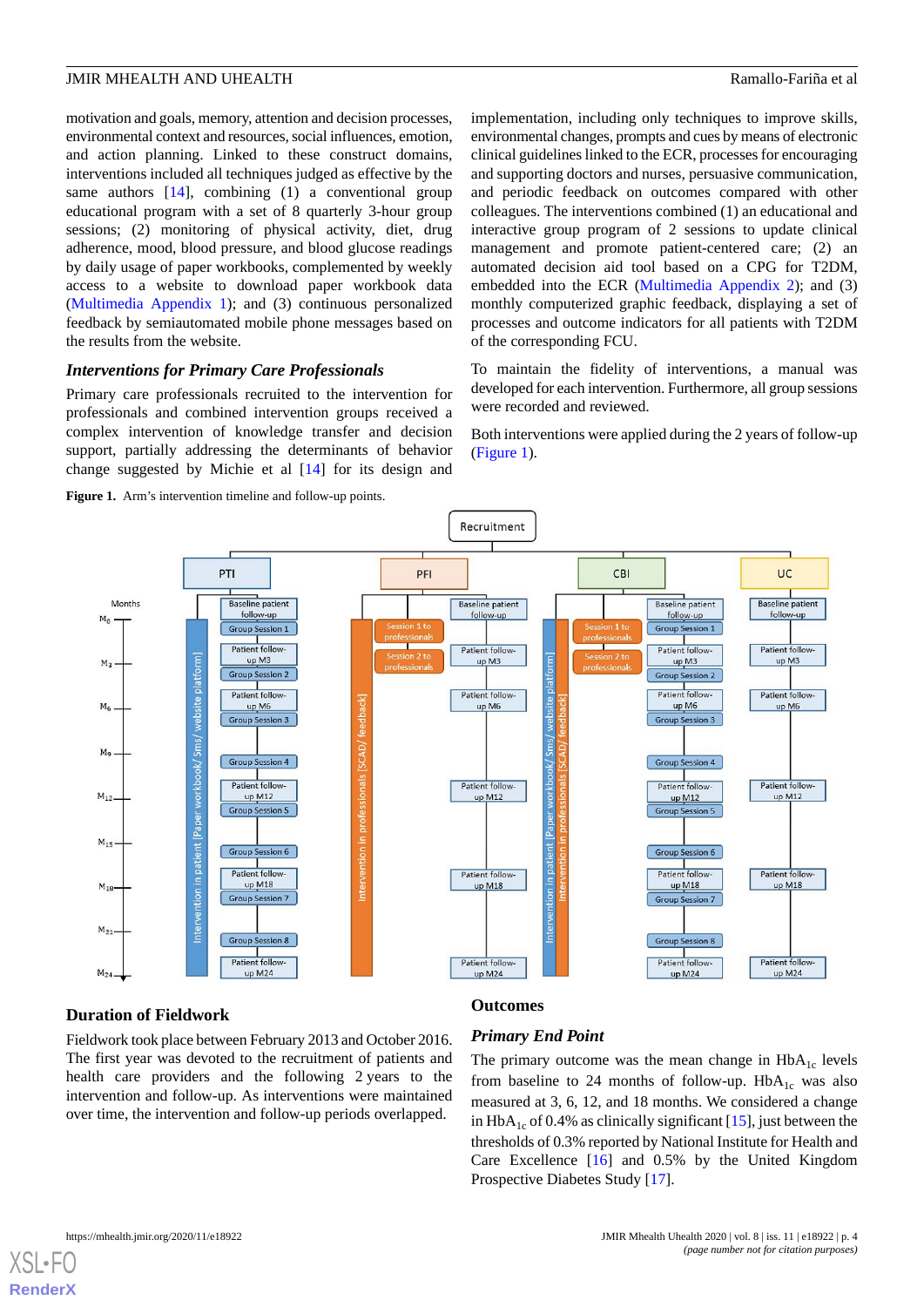motivation and goals, memory, attention and decision processes, environmental context and resources, social influences, emotion, and action planning. Linked to these construct domains, interventions included all techniques judged as effective by the same authors [14], combining (1) a conventional group educational program with a set of 8 quarterly 3-hour group sessions; (2) monitoring of physical activity, diet, drug adherence, mood, blood pressure, and blood glucose readings by daily usage of paper workbooks, complemented by weekly access to a website to download paper workbook data (Multimedia Appendix 1); and (3) continuous personalized feedback by semiautomated mobile phone messages based on the results from the website.

### Interventions for Primary Care Professionals

Primary care professionals recruited to the intervention for professionals and combined intervention groups received a complex intervention of knowledge transfer and decision support, partially addressing the determinants of behavior change suggested by Michie et al [14] for its design and implementation, including only techniques to improve skills, environmental changes, prompts and cues by means of electronic clinical guidelines linked to the ECR, processes for encouraging and supporting doctors and nurses, persuasive communication, and periodic feedback on outcomes compared with other colleagues. The interventions combined (1) an educational and interactive group program of 2 sessions to update clinical management and promote patient-centered care; (2) an automated decision aid tool based on a CPG for T2DM, embedded into the ECR (Multimedia Appendix 2); and (3) monthly computerized graphic feedback, displaying a set of processes and outcome indicators for all patients with T2DM of the corresponding FCU.

To maintain the fidelity of interventions, a manual was developed for each intervention. Furthermore, all group sessions were recorded and reviewed.

Both interventions were applied during the 2 years of follow-up (Figure 1).

**Figure 1.** Arm's intervention timeline and follow-up points.

## Duration of Fieldwork

Fieldwork took place between February 2013 and October 2016. The first year was devoted to the recruitment of patients and health care providers and the following 2 years to the intervention and follow-up. As interventions were maintained over time, the intervention and follow-up periods overlapped.

## Outcomes

### Primary End Point

The primary outcome was the mean change in $HbA_{1c}$ levels from baseline to 24 months of follow-up. $HbA_{1c}$ was also measured at 3, 6, 12, and 18 months. We considered a change in $HbA_{1c}$ of 0.4% as clinically significant [15], just between the thresholds of 0.3% reported by National Institute for Health and Care Excellence [16] and 0.5% by the United Kingdom Prospective Diabetes Study [17].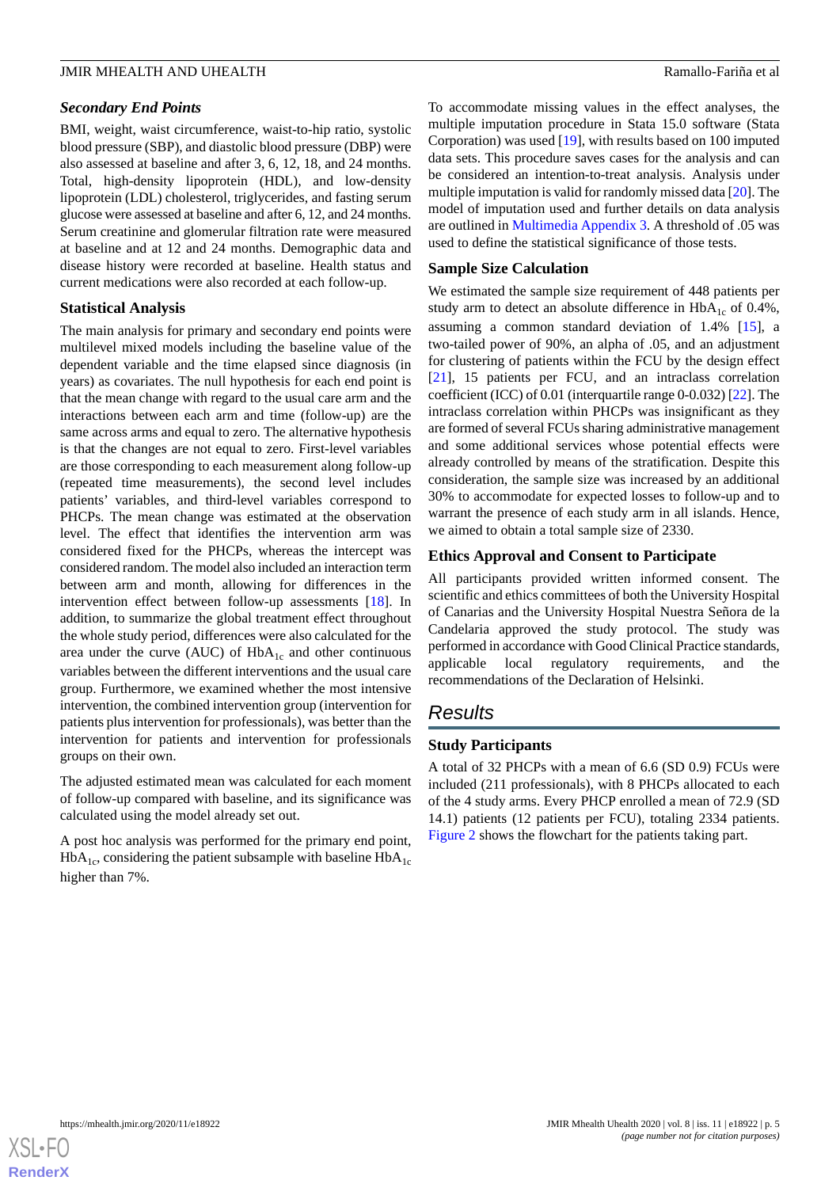### *Secondary End Points*

BMI, weight, waist circumference, waist-to-hip ratio, systolic blood pressure (SBP), and diastolic blood pressure (DBP) were also assessed at baseline and after 3, 6, 12, 18, and 24 months. Total, high-density lipoprotein (HDL), and low-density lipoprotein (LDL) cholesterol, triglycerides, and fasting serum glucose were assessed at baseline and after 6, 12, and 24 months. Serum creatinine and glomerular filtration rate were measured at baseline and at 12 and 24 months. Demographic data and disease history were recorded at baseline. Health status and current medications were also recorded at each follow-up.

## Statistical Analysis

The main analysis for primary and secondary end points were multilevel mixed models including the baseline value of the dependent variable and the time elapsed since diagnosis (in years) as covariates. The null hypothesis for each end point is that the mean change with regard to the usual care arm and the interactions between each arm and time (follow-up) are the same across arms and equal to zero. The alternative hypothesis is that the changes are not equal to zero. First-level variables are those corresponding to each measurement along follow-up (repeated time measurements), the second level includes patients' variables, and third-level variables correspond to PHCPs. The mean change was estimated at the observation level. The effect that identifies the intervention arm was considered fixed for the PHCPs, whereas the intercept was considered random. The model also included an interaction term between arm and month, allowing for differences in the intervention effect between follow-up assessments [18]. In addition, to summarize the global treatment effect throughout the whole study period, differences were also calculated for the area under the curve (AUC) of $HbA_{1c}$ and other continuous variables between the different interventions and the usual care group. Furthermore, we examined whether the most intensive intervention, the combined intervention group (intervention for patients plus intervention for professionals), was better than the intervention for patients and intervention for professionals groups on their own.

The adjusted estimated mean was calculated for each moment of follow-up compared with baseline, and its significance was calculated using the model already set out.

A post hoc analysis was performed for the primary end point, $HbA_{1c}$, considering the patient subsample with baseline $HbA_{1c}$ higher than 7%.

To accommodate missing values in the effect analyses, the multiple imputation procedure in Stata 15.0 software (Stata Corporation) was used [19], with results based on 100 imputed data sets. This procedure saves cases for the analysis and can be considered an intention-to-treat analysis. Analysis under multiple imputation is valid for randomly missed data [20]. The model of imputation used and further details on data analysis are outlined in Multimedia Appendix 3. A threshold of .05 was used to define the statistical significance of those tests.

## Sample Size Calculation

We estimated the sample size requirement of 448 patients per study arm to detect an absolute difference in $HbA_{1c}$ of 0.4%, assuming a common standard deviation of 1.4% [15], a two-tailed power of 90%, an alpha of .05, and an adjustment for clustering of patients within the FCU by the design effect [21], 15 patients per FCU, and an intraclass correlation coefficient (ICC) of 0.01 (interquartile range 0-0.032) [22]. The intraclass correlation within PHCPs was insignificant as they are formed of several FCUs sharing administrative management and some additional services whose potential effects were already controlled by means of the stratification. Despite this consideration, the sample size was increased by an additional 30% to accommodate for expected losses to follow-up and to warrant the presence of each study arm in all islands. Hence, we aimed to obtain a total sample size of 2330.

## Ethics Approval and Consent to Participate

All participants provided written informed consent. The scientific and ethics committees of both the University Hospital of Canarias and the University Hospital Nuestra Señora de la Candelaria approved the study protocol. The study was performed in accordance with Good Clinical Practice standards, applicable local regulatory requirements, and the recommendations of the Declaration of Helsinki.

# *Results*

## Study Participants

A total of 32 PHCPs with a mean of 6.6 (SD 0.9) FCUs were included (211 professionals), with 8 PHCPs allocated to each of the 4 study arms. Every PHCP enrolled a mean of 72.9 (SD 14.1) patients (12 patients per FCU), totaling 2334 patients. Figure 2 shows the flowchart for the patients taking part.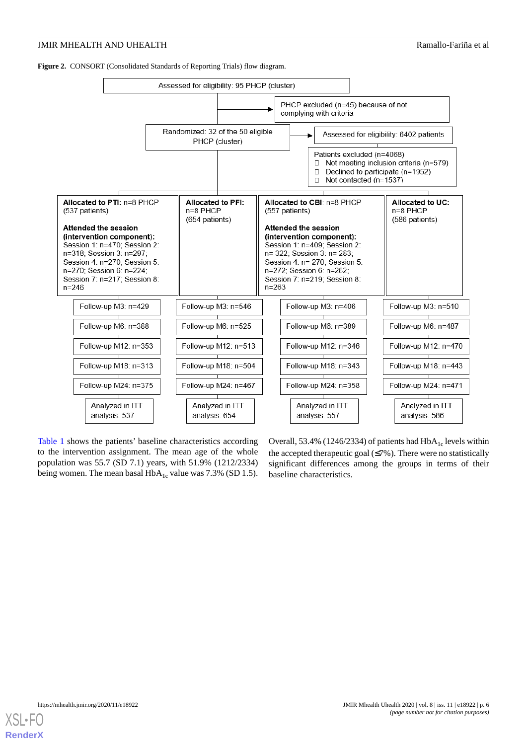**Figure 2.** CONSORT (Consolidated Standards of Reporting Trials) flow diagram.

Assessed for eligibility: 95 PHCP (cluster)

PHCP excluded (n=45) because of not complying with criteria

Randomized: 32 of the 50 eligible PHCP (cluster)

Assessed for eligibility: 6402 patients

Patients excluded (n=4068)
- Not meeting inclusion criteria (n=579)
- Declined to participate (n=1952)
- Not contacted (n=1537)

| **Allocated to PTI:** n=8 PHCP (537 patients) | **Allocated to PFI:** n=8 PHCP (654 patients) | **Allocated to CBI:** n=8 PHCP (557 patients) | **Allocated to UC:** n=8 PHCP (586 patients) |
|---|---|---|---|
| **Attended the session (intervention component):** Session 1: n=470; Session 2: n=318; Session 3: n=297; Session 4: n=270; Session 5: n=270; Session 6: n=224; Session 7: n=217; Session 8: n=246 | | **Attended the session (intervention component):** Session 1: n=409; Session 2: n= 322; Session 3: n= 283; Session 4: n= 270; Session 5: n=272; Session 6: n=282; Session 7: n=219; Session 8: n=263 | |
| Follow-up M3: n=429 | Follow-up M3: n=546 | Follow-up M3: n=406 | Follow-up M3: n=510 |
| Follow-up M6: n=388 | Follow-up M6: n=525 | Follow-up M6: n=389 | Follow-up M6: n=487 |
| Follow-up M12: n=353 | Follow-up M12: n=513 | Follow-up M12: n=346 | Follow-up M12: n=470 |
| Follow-up M18: n=313 | Follow-up M18: n=504 | Follow-up M18: n=343 | Follow-up M18: n=443 |
| Follow-up M24: n=375 | Follow-up M24: n=467 | Follow-up M24: n=358 | Follow-up M24: n=471 |
| Analyzed in ITT analysis: 537 | Analyzed in ITT analysis: 654 | Analyzed in ITT analysis: 557 | Analyzed in ITT analysis: 586 |

Table 1 shows the patients' baseline characteristics according to the intervention assignment. The mean age of the whole population was 55.7 (SD 7.1) years, with 51.9% (1212/2334) being women. The mean basal $HbA_{1c}$ value was 7.3% (SD 1.5). Overall, 53.4% (1246/2334) of patients had $HbA_{1c}$ levels within the accepted therapeutic goal (≤7%). There were no statistically significant differences among the groups in terms of their baseline characteristics.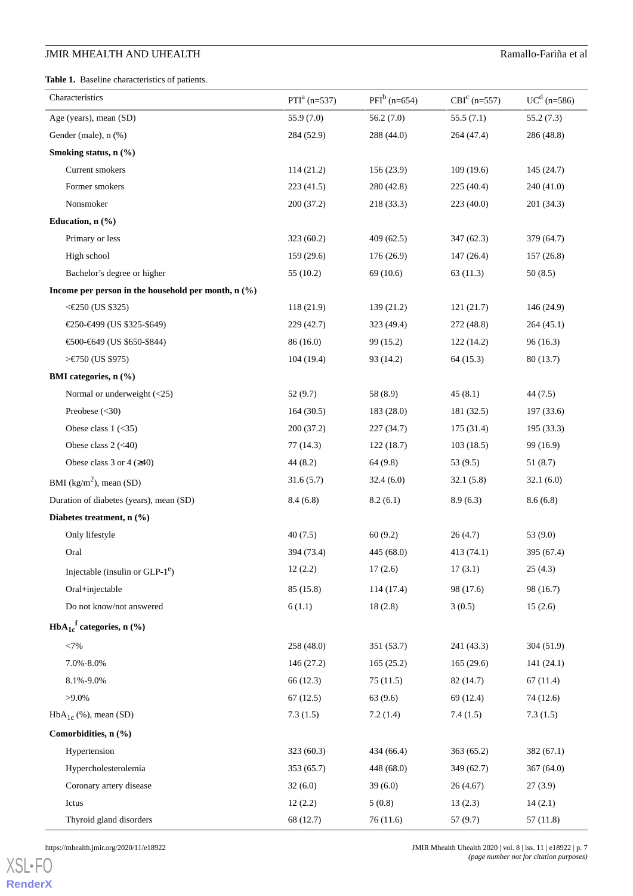**Table 1.** Baseline characteristics of patients.

| Characteristics | PTI[a] (n=537) | PFI[b] (n=654) | CBI[c] (n=557) | UC[d] (n=586) |
|---|---|---|---|---|
| Age (years), mean (SD) | 55.9 (7.0) | 56.2 (7.0) | 55.5 (7.1) | 55.2 (7.3) |
| Gender (male), n (%) | 284 (52.9) | 288 (44.0) | 264 (47.4) | 286 (48.8) |
| **Smoking status, n (%)** | | | | |
| Current smokers | 114 (21.2) | 156 (23.9) | 109 (19.6) | 145 (24.7) |
| Former smokers | 223 (41.5) | 280 (42.8) | 225 (40.4) | 240 (41.0) |
| Nonsmoker | 200 (37.2) | 218 (33.3) | 223 (40.0) | 201 (34.3) |
| **Education, n (%)** | | | | |
| Primary or less | 323 (60.2) | 409 (62.5) | 347 (62.3) | 379 (64.7) |
| High school | 159 (29.6) | 176 (26.9) | 147 (26.4) | 157 (26.8) |
| Bachelor's degree or higher | 55 (10.2) | 69 (10.6) | 63 (11.3) | 50 (8.5) |
| **Income per person in the household per month, n (%)** | | | | |
| <€250 (US $325) | 118 (21.9) | 139 (21.2) | 121 (21.7) | 146 (24.9) |
| €250-€499 (US $325-$649) | 229 (42.7) | 323 (49.4) | 272 (48.8) | 264 (45.1) |
| €500-€649 (US $650-$844) | 86 (16.0) | 99 (15.2) | 122 (14.2) | 96 (16.3) |
| >€750 (US $975) | 104 (19.4) | 93 (14.2) | 64 (15.3) | 80 (13.7) |
| **BMI categories, n (%)** | | | | |
| Normal or underweight (<25) | 52 (9.7) | 58 (8.9) | 45 (8.1) | 44 (7.5) |
| Preobese (<30) | 164 (30.5) | 183 (28.0) | 181 (32.5) | 197 (33.6) |
| Obese class 1 (<35) | 200 (37.2) | 227 (34.7) | 175 (31.4) | 195 (33.3) |
| Obese class 2 (<40) | 77 (14.3) | 122 (18.7) | 103 (18.5) | 99 (16.9) |
| Obese class 3 or 4 (≥40) | 44 (8.2) | 64 (9.8) | 53 (9.5) | 51 (8.7) |
| BMI (kg/m$^2$), mean (SD) | 31.6 (5.7) | 32.4 (6.0) | 32.1 (5.8) | 32.1 (6.0) |
| Duration of diabetes (years), mean (SD) | 8.4 (6.8) | 8.2 (6.1) | 8.9 (6.3) | 8.6 (6.8) |
| **Diabetes treatment, n (%)** | | | | |
| Only lifestyle | 40 (7.5) | 60 (9.2) | 26 (4.7) | 53 (9.0) |
| Oral | 394 (73.4) | 445 (68.0) | 413 (74.1) | 395 (67.4) |
| Injectable (insulin or GLP-1[e]) | 12 (2.2) | 17 (2.6) | 17 (3.1) | 25 (4.3) |
| Oral+injectable | 85 (15.8) | 114 (17.4) | 98 (17.6) | 98 (16.7) |
| Do not know/not answered | 6 (1.1) | 18 (2.8) | 3 (0.5) | 15 (2.6) |
| **$HbA_{1c}$[f] categories, n (%)** | | | | |
| <7% | 258 (48.0) | 351 (53.7) | 241 (43.3) | 304 (51.9) |
| 7.0%-8.0% | 146 (27.2) | 165 (25.2) | 165 (29.6) | 141 (24.1) |
| 8.1%-9.0% | 66 (12.3) | 75 (11.5) | 82 (14.7) | 67 (11.4) |
| >9.0% | 67 (12.5) | 63 (9.6) | 69 (12.4) | 74 (12.6) |
| $HbA_{1c}$ (%), mean (SD) | 7.3 (1.5) | 7.2 (1.4) | 7.4 (1.5) | 7.3 (1.5) |
| **Comorbidities, n (%)** | | | | |
| Hypertension | 323 (60.3) | 434 (66.4) | 363 (65.2) | 382 (67.1) |
| Hypercholesterolemia | 353 (65.7) | 448 (68.0) | 349 (62.7) | 367 (64.0) |
| Coronary artery disease | 32 (6.0) | 39 (6.0) | 26 (4.67) | 27 (3.9) |
| Ictus | 12 (2.2) | 5 (0.8) | 13 (2.3) | 14 (2.1) |
| Thyroid gland disorders | 68 (12.7) | 76 (11.6) | 57 (9.7) | 57 (11.8) |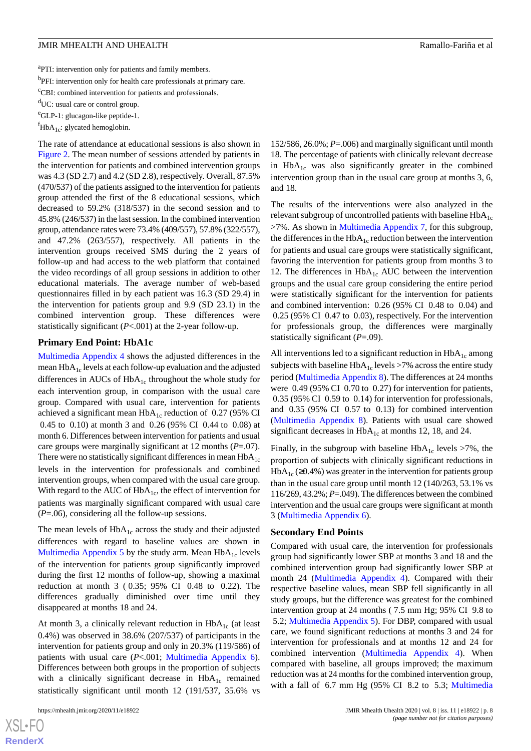[a]PTI: intervention only for patients and family members.

[b]PFI: intervention only for health care professionals at primary care.

[c]CBI: combined intervention for patients and professionals.

[d]UC: usual care or control group.

[e]GLP-1: glucagon-like peptide-1.

[f]$HbA_{1c}$: glycated hemoglobin.

The rate of attendance at educational sessions is also shown in Figure 2. The mean number of sessions attended by patients in the intervention for patients and combined intervention groups was 4.3 (SD 2.7) and 4.2 (SD 2.8), respectively. Overall, 87.5% (470/537) of the patients assigned to the intervention for patients group attended the first of the 8 educational sessions, which decreased to 59.2% (318/537) in the second session and to 45.8% (246/537) in the last session. In the combined intervention group, attendance rates were 73.4% (409/557), 57.8% (322/557), and 47.2% (263/557), respectively. All patients in the intervention groups received SMS during the 2 years of follow-up and had access to the web platform that contained the video recordings of all group sessions in addition to other educational materials. The average number of web-based questionnaires filled in by each patient was 16.3 (SD 29.4) in the intervention for patients group and 9.9 (SD 23.1) in the combined intervention group. These differences were statistically significant ($P$<.001) at the 2-year follow-up.

## Primary End Point: HbA1c

Multimedia Appendix 4 shows the adjusted differences in the mean $HbA_{1c}$ levels at each follow-up evaluation and the adjusted differences in AUCs of $HbA_{1c}$ throughout the whole study for each intervention group, in comparison with the usual care group. Compared with usual care, intervention for patients achieved a significant mean $HbA_{1c}$ reduction of 0.27 (95% CI 0.45 to 0.10) at month 3 and 0.26 (95% CI 0.44 to 0.08) at month 6. Differences between intervention for patients and usual care groups were marginally significant at 12 months ($P$=.07). There were no statistically significant differences in mean $HbA_{1c}$ levels in the intervention for professionals and combined intervention groups, when compared with the usual care group. With regard to the AUC of $HbA_{1c}$, the effect of intervention for patients was marginally significant compared with usual care ($P$=.06), considering all the follow-up sessions.

The mean levels of $HbA_{1c}$ across the study and their adjusted differences with regard to baseline values are shown in Multimedia Appendix 5 by the study arm. Mean $HbA_{1c}$ levels of the intervention for patients group significantly improved during the first 12 months of follow-up, showing a maximal reduction at month 3 ( 0.35; 95% CI 0.48 to 0.22). The differences gradually diminished over time until they disappeared at months 18 and 24.

At month 3, a clinically relevant reduction in $HbA_{1c}$ (at least 0.4%) was observed in 38.6% (207/537) of participants in the intervention for patients group and only in 20.3% (119/586) of patients with usual care ($P$<.001; Multimedia Appendix 6). Differences between both groups in the proportion of subjects with a clinically significant decrease in $HbA_{1c}$ remained statistically significant until month 12 (191/537, 35.6% vs 152/586, 26.0%; $P$=.006) and marginally significant until month 18. The percentage of patients with clinically relevant decrease in $HbA_{1c}$ was also significantly greater in the combined intervention group than in the usual care group at months 3, 6, and 18.

The results of the interventions were also analyzed in the relevant subgroup of uncontrolled patients with baseline $HbA_{1c}$ >7%. As shown in Multimedia Appendix 7, for this subgroup, the differences in the $HbA_{1c}$ reduction between the intervention for patients and usual care groups were statistically significant, favoring the intervention for patients group from months 3 to 12. The differences in $HbA_{1c}$ AUC between the intervention groups and the usual care group considering the entire period were statistically significant for the intervention for patients and combined intervention: 0.26 (95% CI 0.48 to 0.04) and 0.25 (95% CI 0.47 to 0.03), respectively. For the intervention for professionals group, the differences were marginally statistically significant ($P$=.09).

All interventions led to a significant reduction in $HbA_{1c}$ among subjects with baseline $HbA_{1c}$ levels >7% across the entire study period (Multimedia Appendix 8). The differences at 24 months were 0.49 (95% CI 0.70 to 0.27) for intervention for patients, 0.35 (95% CI 0.59 to 0.14) for intervention for professionals, and 0.35 (95% CI 0.57 to 0.13) for combined intervention (Multimedia Appendix 8). Patients with usual care showed significant decreases in $HbA_{1c}$ at months 12, 18, and 24.

Finally, in the subgroup with baseline $HbA_{1c}$ levels >7%, the proportion of subjects with clinically significant reductions in $HbA_{1c}$ (≥0.4%) was greater in the intervention for patients group than in the usual care group until month 12 (140/263, 53.1% vs 116/269, 43.2%; $P$=.049). The differences between the combined intervention and the usual care groups were significant at month 3 (Multimedia Appendix 6).

## Secondary End Points

Compared with usual care, the intervention for professionals group had significantly lower SBP at months 3 and 18 and the combined intervention group had significantly lower SBP at month 24 (Multimedia Appendix 4). Compared with their respective baseline values, mean SBP fell significantly in all study groups, but the difference was greatest for the combined intervention group at 24 months ( 7.5 mm Hg; 95% CI 9.8 to 5.2; Multimedia Appendix 5). For DBP, compared with usual care, we found significant reductions at months 3 and 24 for intervention for professionals and at months 12 and 24 for combined intervention (Multimedia Appendix 4). When compared with baseline, all groups improved; the maximum reduction was at 24 months for the combined intervention group, with a fall of 6.7 mm Hg (95% CI 8.2 to 5.3; Multimedia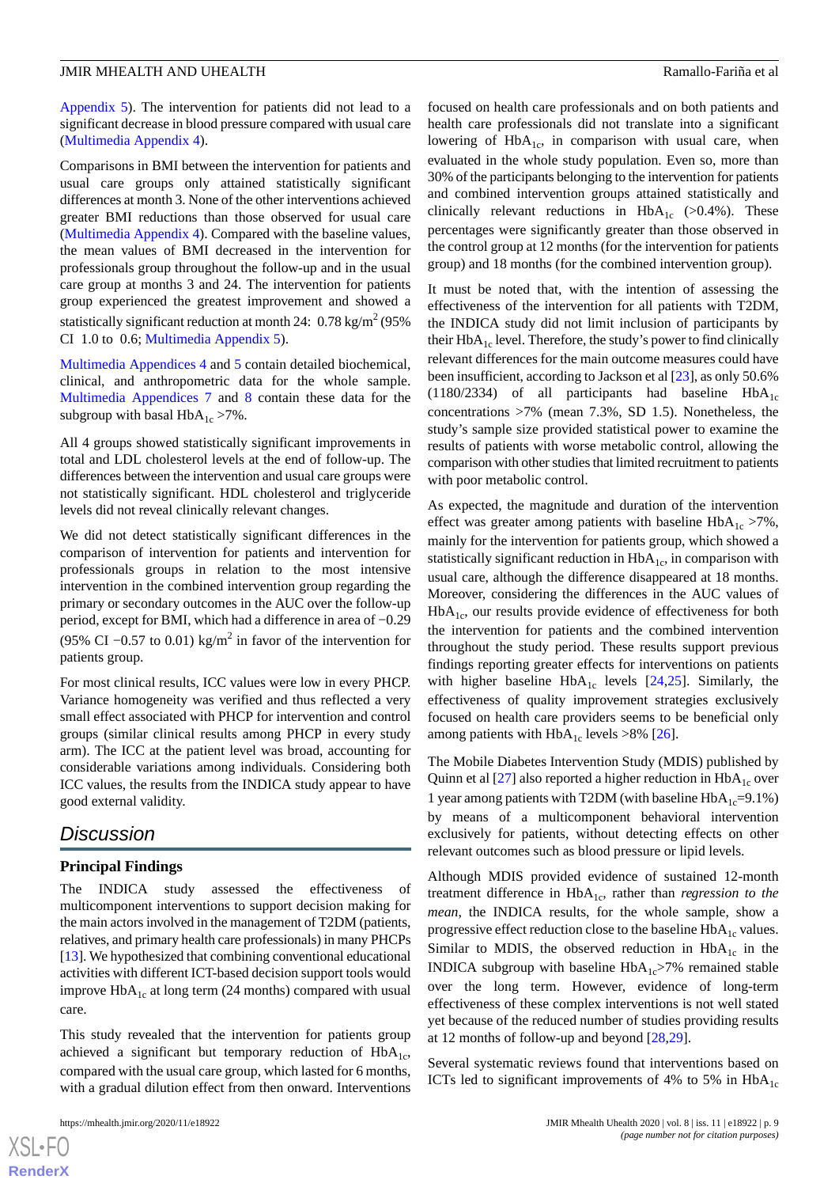Appendix 5). The intervention for patients did not lead to a significant decrease in blood pressure compared with usual care (Multimedia Appendix 4).

Comparisons in BMI between the intervention for patients and usual care groups only attained statistically significant differences at month 3. None of the other interventions achieved greater BMI reductions than those observed for usual care (Multimedia Appendix 4). Compared with the baseline values, the mean values of BMI decreased in the intervention for professionals group throughout the follow-up and in the usual care group at months 3 and 24. The intervention for patients group experienced the greatest improvement and showed a statistically significant reduction at month 24: 0.78 kg/m$^2$ (95% CI 1.0 to 0.6; Multimedia Appendix 5).

Multimedia Appendices 4 and 5 contain detailed biochemical, clinical, and anthropometric data for the whole sample. Multimedia Appendices 7 and 8 contain these data for the subgroup with basal $HbA_{1c}$ >7%.

All 4 groups showed statistically significant improvements in total and LDL cholesterol levels at the end of follow-up. The differences between the intervention and usual care groups were not statistically significant. HDL cholesterol and triglyceride levels did not reveal clinically relevant changes.

We did not detect statistically significant differences in the comparison of intervention for patients and intervention for professionals groups in relation to the most intensive intervention in the combined intervention group regarding the primary or secondary outcomes in the AUC over the follow-up period, except for BMI, which had a difference in area of −0.29 (95% CI −0.57 to 0.01) kg/m$^2$ in favor of the intervention for patients group.

For most clinical results, ICC values were low in every PHCP. Variance homogeneity was verified and thus reflected a very small effect associated with PHCP for intervention and control groups (similar clinical results among PHCP in every study arm). The ICC at the patient level was broad, accounting for considerable variations among individuals. Considering both ICC values, the results from the INDICA study appear to have good external validity.

## Discussion

### Principal Findings

The INDICA study assessed the effectiveness of multicomponent interventions to support decision making for the main actors involved in the management of T2DM (patients, relatives, and primary health care professionals) in many PHCPs [13]. We hypothesized that combining conventional educational activities with different ICT-based decision support tools would improve $HbA_{1c}$ at long term (24 months) compared with usual care.

This study revealed that the intervention for patients group achieved a significant but temporary reduction of $HbA_{1c}$, compared with the usual care group, which lasted for 6 months, with a gradual dilution effect from then onward. Interventions focused on health care professionals and on both patients and health care professionals did not translate into a significant lowering of $HbA_{1c}$, in comparison with usual care, when evaluated in the whole study population. Even so, more than 30% of the participants belonging to the intervention for patients and combined intervention groups attained statistically and clinically relevant reductions in $HbA_{1c}$ (>0.4%). These percentages were significantly greater than those observed in the control group at 12 months (for the intervention for patients group) and 18 months (for the combined intervention group).

It must be noted that, with the intention of assessing the effectiveness of the intervention for all patients with T2DM, the INDICA study did not limit inclusion of participants by their $HbA_{1c}$ level. Therefore, the study's power to find clinically relevant differences for the main outcome measures could have been insufficient, according to Jackson et al [23], as only 50.6% (1180/2334) of all participants had baseline $HbA_{1c}$ concentrations >7% (mean 7.3%, SD 1.5). Nonetheless, the study's sample size provided statistical power to examine the results of patients with worse metabolic control, allowing the comparison with other studies that limited recruitment to patients with poor metabolic control.

As expected, the magnitude and duration of the intervention effect was greater among patients with baseline $HbA_{1c}$ >7%, mainly for the intervention for patients group, which showed a statistically significant reduction in $HbA_{1c}$, in comparison with usual care, although the difference disappeared at 18 months. Moreover, considering the differences in the AUC values of $HbA_{1c}$, our results provide evidence of effectiveness for both the intervention for patients and the combined intervention throughout the study period. These results support previous findings reporting greater effects for interventions on patients with higher baseline $HbA_{1c}$ levels [24,25]. Similarly, the effectiveness of quality improvement strategies exclusively focused on health care providers seems to be beneficial only among patients with $HbA_{1c}$ levels >8% [26].

The Mobile Diabetes Intervention Study (MDIS) published by Quinn et al [27] also reported a higher reduction in $HbA_{1c}$ over 1 year among patients with T2DM (with baseline $HbA_{1c}$=9.1%) by means of a multicomponent behavioral intervention exclusively for patients, without detecting effects on other relevant outcomes such as blood pressure or lipid levels.

Although MDIS provided evidence of sustained 12-month treatment difference in $HbA_{1c}$, rather than *regression to the mean*, the INDICA results, for the whole sample, show a progressive effect reduction close to the baseline $HbA_{1c}$ values. Similar to MDIS, the observed reduction in $HbA_{1c}$ in the INDICA subgroup with baseline $HbA_{1c}$>7% remained stable over the long term. However, evidence of long-term effectiveness of these complex interventions is not well stated yet because of the reduced number of studies providing results at 12 months of follow-up and beyond [28,29].

Several systematic reviews found that interventions based on ICTs led to significant improvements of 4% to 5% in $HbA_{1c}$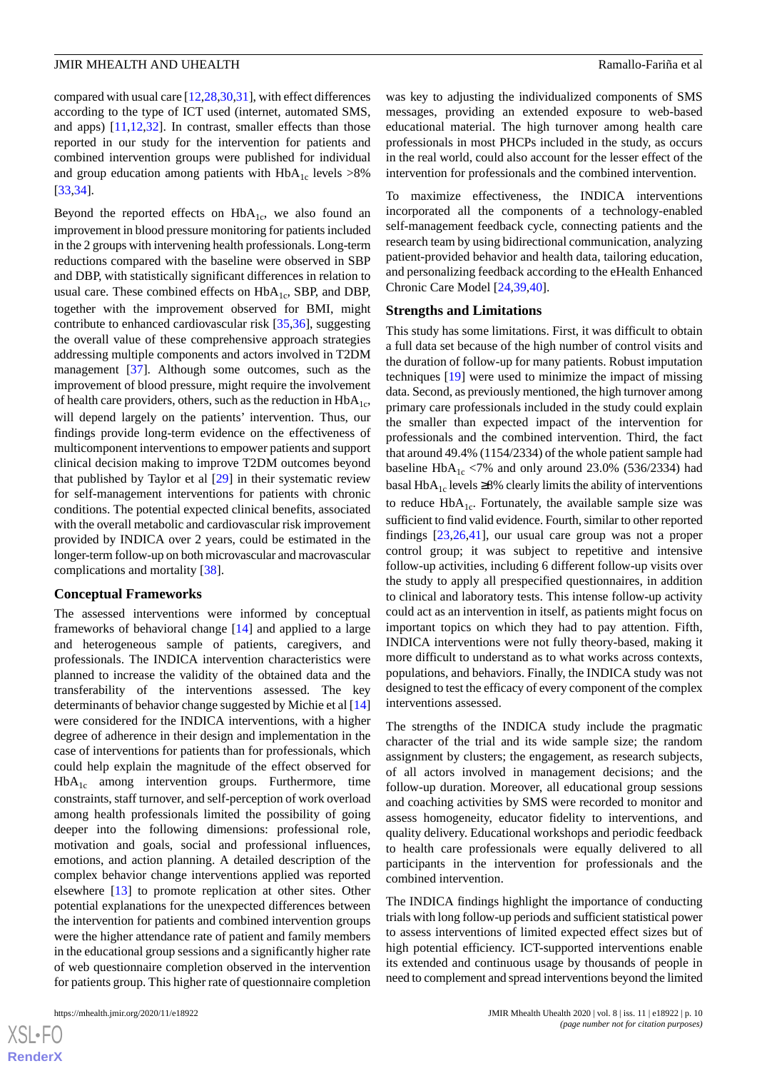compared with usual care [12,28,30,31], with effect differences according to the type of ICT used (internet, automated SMS, and apps) [11,12,32]. In contrast, smaller effects than those reported in our study for the intervention for patients and combined intervention groups were published for individual and group education among patients with $HbA_{1c}$ levels >8% [33,34].

Beyond the reported effects on $HbA_{1c}$, we also found an improvement in blood pressure monitoring for patients included in the 2 groups with intervening health professionals. Long-term reductions compared with the baseline were observed in SBP and DBP, with statistically significant differences in relation to usual care. These combined effects on $HbA_{1c}$, SBP, and DBP, together with the improvement observed for BMI, might contribute to enhanced cardiovascular risk [35,36], suggesting the overall value of these comprehensive approach strategies addressing multiple components and actors involved in T2DM management [37]. Although some outcomes, such as the improvement of blood pressure, might require the involvement of health care providers, others, such as the reduction in $HbA_{1c}$, will depend largely on the patients' intervention. Thus, our findings provide long-term evidence on the effectiveness of multicomponent interventions to empower patients and support clinical decision making to improve T2DM outcomes beyond that published by Taylor et al [29] in their systematic review for self-management interventions for patients with chronic conditions. The potential expected clinical benefits, associated with the overall metabolic and cardiovascular risk improvement provided by INDICA over 2 years, could be estimated in the longer-term follow-up on both microvascular and macrovascular complications and mortality [38].

### Conceptual Frameworks

The assessed interventions were informed by conceptual frameworks of behavioral change [14] and applied to a large and heterogeneous sample of patients, caregivers, and professionals. The INDICA intervention characteristics were planned to increase the validity of the obtained data and the transferability of the interventions assessed. The key determinants of behavior change suggested by Michie et al [14] were considered for the INDICA interventions, with a higher degree of adherence in their design and implementation in the case of interventions for patients than for professionals, which could help explain the magnitude of the effect observed for $HbA_{1c}$ among intervention groups. Furthermore, time constraints, staff turnover, and self-perception of work overload among health professionals limited the possibility of going deeper into the following dimensions: professional role, motivation and goals, social and professional influences, emotions, and action planning. A detailed description of the complex behavior change interventions applied was reported elsewhere [13] to promote replication at other sites. Other potential explanations for the unexpected differences between the intervention for patients and combined intervention groups were the higher attendance rate of patient and family members in the educational group sessions and a significantly higher rate of web questionnaire completion observed in the intervention for patients group. This higher rate of questionnaire completion was key to adjusting the individualized components of SMS messages, providing an extended exposure to web-based educational material. The high turnover among health care professionals in most PHCPs included in the study, as occurs in the real world, could also account for the lesser effect of the intervention for professionals and the combined intervention.

To maximize effectiveness, the INDICA interventions incorporated all the components of a technology-enabled self-management feedback cycle, connecting patients and the research team by using bidirectional communication, analyzing patient-provided behavior and health data, tailoring education, and personalizing feedback according to the eHealth Enhanced Chronic Care Model [24,39,40].

### Strengths and Limitations

This study has some limitations. First, it was difficult to obtain a full data set because of the high number of control visits and the duration of follow-up for many patients. Robust imputation techniques [19] were used to minimize the impact of missing data. Second, as previously mentioned, the high turnover among primary care professionals included in the study could explain the smaller than expected impact of the intervention for professionals and the combined intervention. Third, the fact that around 49.4% (1154/2334) of the whole patient sample had baseline $HbA_{1c}$ <7% and only around 23.0% (536/2334) had basal $HbA_{1c}$ levels ≥8% clearly limits the ability of interventions to reduce $HbA_{1c}$. Fortunately, the available sample size was sufficient to find valid evidence. Fourth, similar to other reported findings [23,26,41], our usual care group was not a proper control group; it was subject to repetitive and intensive follow-up activities, including 6 different follow-up visits over the study to apply all prespecified questionnaires, in addition to clinical and laboratory tests. This intense follow-up activity could act as an intervention in itself, as patients might focus on important topics on which they had to pay attention. Fifth, INDICA interventions were not fully theory-based, making it more difficult to understand as to what works across contexts, populations, and behaviors. Finally, the INDICA study was not designed to test the efficacy of every component of the complex interventions assessed.

The strengths of the INDICA study include the pragmatic character of the trial and its wide sample size; the random assignment by clusters; the engagement, as research subjects, of all actors involved in management decisions; and the follow-up duration. Moreover, all educational group sessions and coaching activities by SMS were recorded to monitor and assess homogeneity, educator fidelity to interventions, and quality delivery. Educational workshops and periodic feedback to health care professionals were equally delivered to all participants in the intervention for professionals and the combined intervention.

The INDICA findings highlight the importance of conducting trials with long follow-up periods and sufficient statistical power to assess interventions of limited expected effect sizes but of high potential efficiency. ICT-supported interventions enable its extended and continuous usage by thousands of people in need to complement and spread interventions beyond the limited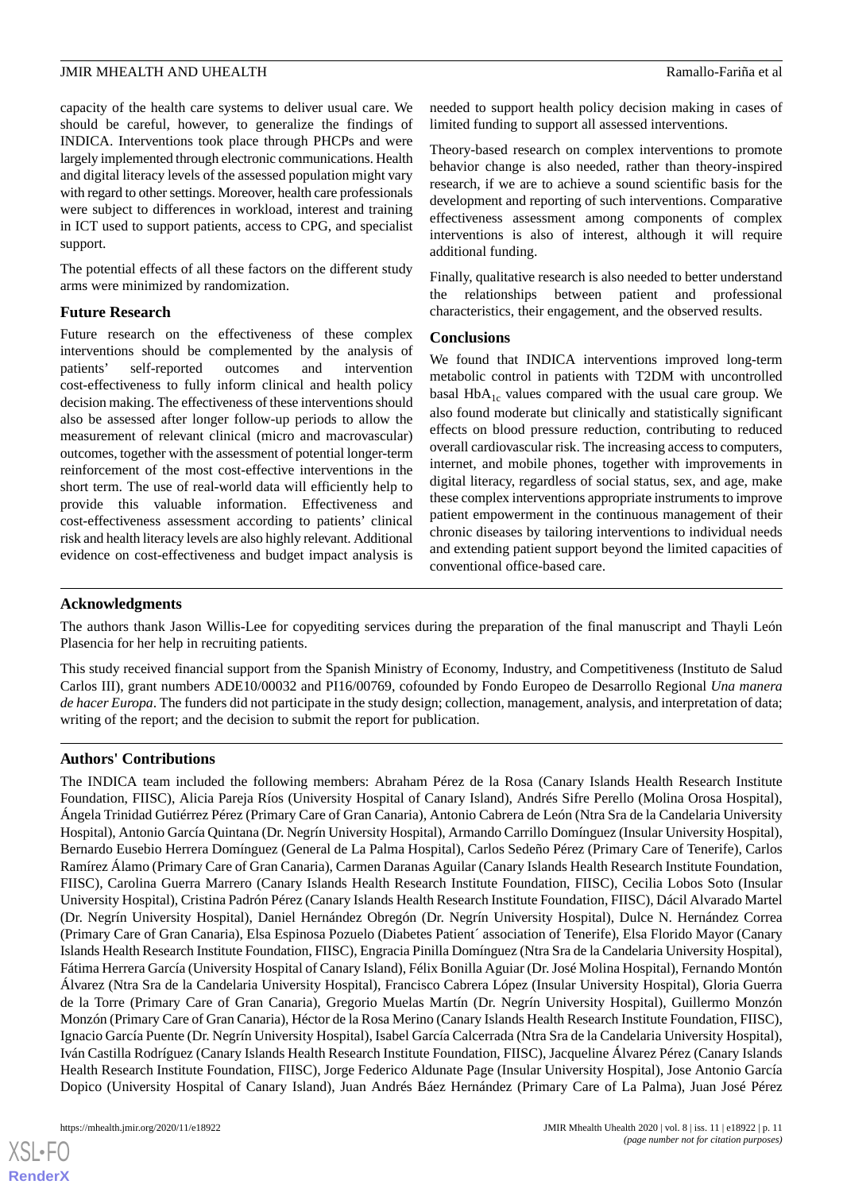capacity of the health care systems to deliver usual care. We should be careful, however, to generalize the findings of INDICA. Interventions took place through PHCPs and were largely implemented through electronic communications. Health and digital literacy levels of the assessed population might vary with regard to other settings. Moreover, health care professionals were subject to differences in workload, interest and training in ICT used to support patients, access to CPG, and specialist support.

The potential effects of all these factors on the different study arms were minimized by randomization.

### Future Research

Future research on the effectiveness of these complex interventions should be complemented by the analysis of patients' self-reported outcomes and intervention cost-effectiveness to fully inform clinical and health policy decision making. The effectiveness of these interventions should also be assessed after longer follow-up periods to allow the measurement of relevant clinical (micro and macrovascular) outcomes, together with the assessment of potential longer-term reinforcement of the most cost-effective interventions in the short term. The use of real-world data will efficiently help to provide this valuable information. Effectiveness and cost-effectiveness assessment according to patients' clinical risk and health literacy levels are also highly relevant. Additional evidence on cost-effectiveness and budget impact analysis is needed to support health policy decision making in cases of limited funding to support all assessed interventions.

Theory-based research on complex interventions to promote behavior change is also needed, rather than theory-inspired research, if we are to achieve a sound scientific basis for the development and reporting of such interventions. Comparative effectiveness assessment among components of complex interventions is also of interest, although it will require additional funding.

Finally, qualitative research is also needed to better understand the relationships between patient and professional characteristics, their engagement, and the observed results.

### Conclusions

We found that INDICA interventions improved long-term metabolic control in patients with T2DM with uncontrolled basal $HbA_{1c}$ values compared with the usual care group. We also found moderate but clinically and statistically significant effects on blood pressure reduction, contributing to reduced overall cardiovascular risk. The increasing access to computers, internet, and mobile phones, together with improvements in digital literacy, regardless of social status, sex, and age, make these complex interventions appropriate instruments to improve patient empowerment in the continuous management of their chronic diseases by tailoring interventions to individual needs and extending patient support beyond the limited capacities of conventional office-based care.

## Acknowledgments

The authors thank Jason Willis-Lee for copyediting services during the preparation of the final manuscript and Thayli León Plasencia for her help in recruiting patients.

This study received financial support from the Spanish Ministry of Economy, Industry, and Competitiveness (Instituto de Salud Carlos III), grant numbers ADE10/00032 and PI16/00769, cofounded by Fondo Europeo de Desarrollo Regional *Una manera de hacer Europa*. The funders did not participate in the study design; collection, management, analysis, and interpretation of data; writing of the report; and the decision to submit the report for publication.

## Authors' Contributions

The INDICA team included the following members: Abraham Pérez de la Rosa (Canary Islands Health Research Institute Foundation, FIISC), Alicia Pareja Ríos (University Hospital of Canary Island), Andrés Sifre Perello (Molina Orosa Hospital), Ángela Trinidad Gutiérrez Pérez (Primary Care of Gran Canaria), Antonio Cabrera de León (Ntra Sra de la Candelaria University Hospital), Antonio García Quintana (Dr. Negrín University Hospital), Armando Carrillo Domínguez (Insular University Hospital), Bernardo Eusebio Herrera Domínguez (General de La Palma Hospital), Carlos Sedeño Pérez (Primary Care of Tenerife), Carlos Ramírez Álamo (Primary Care of Gran Canaria), Carmen Daranas Aguilar (Canary Islands Health Research Institute Foundation, FIISC), Carolina Guerra Marrero (Canary Islands Health Research Institute Foundation, FIISC), Cecilia Lobos Soto (Insular University Hospital), Cristina Padrón Pérez (Canary Islands Health Research Institute Foundation, FIISC), Dácil Alvarado Martel (Dr. Negrín University Hospital), Daniel Hernández Obregón (Dr. Negrín University Hospital), Dulce N. Hernández Correa (Primary Care of Gran Canaria), Elsa Espinosa Pozuelo (Diabetes Patient´ association of Tenerife), Elsa Florido Mayor (Canary Islands Health Research Institute Foundation, FIISC), Engracia Pinilla Domínguez (Ntra Sra de la Candelaria University Hospital), Fátima Herrera García (University Hospital of Canary Island), Félix Bonilla Aguiar (Dr. José Molina Hospital), Fernando Montón Álvarez (Ntra Sra de la Candelaria University Hospital), Francisco Cabrera López (Insular University Hospital), Gloria Guerra de la Torre (Primary Care of Gran Canaria), Gregorio Muelas Martín (Dr. Negrín University Hospital), Guillermo Monzón Monzón (Primary Care of Gran Canaria), Héctor de la Rosa Merino (Canary Islands Health Research Institute Foundation, FIISC), Ignacio García Puente (Dr. Negrín University Hospital), Isabel García Calcerrada (Ntra Sra de la Candelaria University Hospital), Iván Castilla Rodríguez (Canary Islands Health Research Institute Foundation, FIISC), Jacqueline Álvarez Pérez (Canary Islands Health Research Institute Foundation, FIISC), Jorge Federico Aldunate Page (Insular University Hospital), Jose Antonio García Dopico (University Hospital of Canary Island), Juan Andrés Báez Hernández (Primary Care of La Palma), Juan José Pérez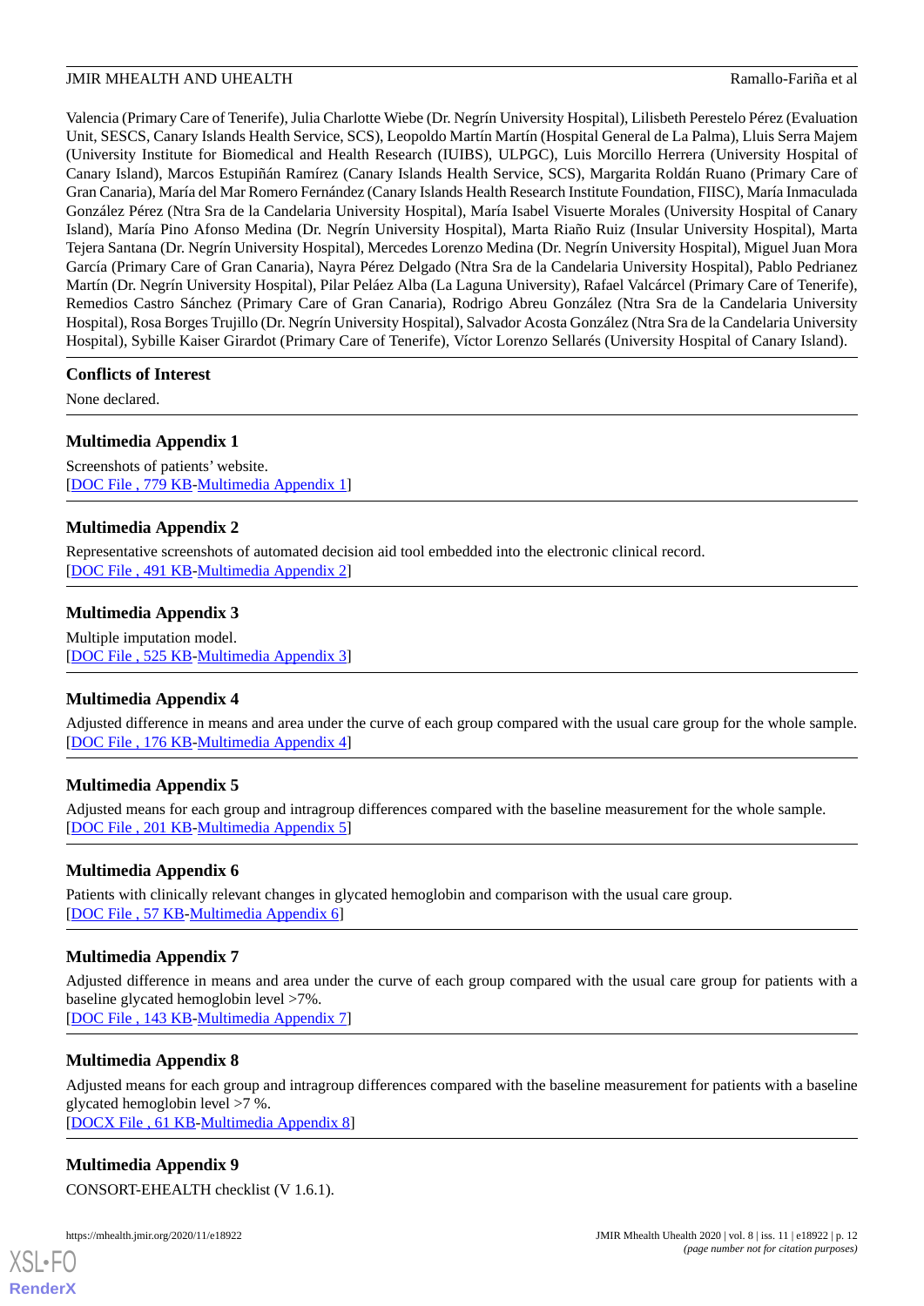Valencia (Primary Care of Tenerife), Julia Charlotte Wiebe (Dr. Negrín University Hospital), Lilisbeth Perestelo Pérez (Evaluation Unit, SESCS, Canary Islands Health Service, SCS), Leopoldo Martín Martín (Hospital General de La Palma), Lluis Serra Majem (University Institute for Biomedical and Health Research (IUIBS), ULPGC), Luis Morcillo Herrera (University Hospital of Canary Island), Marcos Estupiñán Ramírez (Canary Islands Health Service, SCS), Margarita Roldán Ruano (Primary Care of Gran Canaria), María del Mar Romero Fernández (Canary Islands Health Research Institute Foundation, FIISC), María Inmaculada González Pérez (Ntra Sra de la Candelaria University Hospital), María Isabel Visuerte Morales (University Hospital of Canary Island), María Pino Afonso Medina (Dr. Negrín University Hospital), Marta Riaño Ruiz (Insular University Hospital), Marta Tejera Santana (Dr. Negrín University Hospital), Mercedes Lorenzo Medina (Dr. Negrín University Hospital), Miguel Juan Mora García (Primary Care of Gran Canaria), Nayra Pérez Delgado (Ntra Sra de la Candelaria University Hospital), Pablo Pedrianez Martín (Dr. Negrín University Hospital), Pilar Peláez Alba (La Laguna University), Rafael Valcárcel (Primary Care of Tenerife), Remedios Castro Sánchez (Primary Care of Gran Canaria), Rodrigo Abreu González (Ntra Sra de la Candelaria University Hospital), Rosa Borges Trujillo (Dr. Negrín University Hospital), Salvador Acosta González (Ntra Sra de la Candelaria University Hospital), Sybille Kaiser Girardot (Primary Care of Tenerife), Víctor Lorenzo Sellarés (University Hospital of Canary Island).

## Conflicts of Interest

None declared.

## Multimedia Appendix 1

Screenshots of patients' website.
[DOC File , 779 KB-Multimedia Appendix 1]

## Multimedia Appendix 2

Representative screenshots of automated decision aid tool embedded into the electronic clinical record.
[DOC File , 491 KB-Multimedia Appendix 2]

## Multimedia Appendix 3

Multiple imputation model.
[DOC File , 525 KB-Multimedia Appendix 3]

## Multimedia Appendix 4

Adjusted difference in means and area under the curve of each group compared with the usual care group for the whole sample.
[DOC File , 176 KB-Multimedia Appendix 4]

## Multimedia Appendix 5

Adjusted means for each group and intragroup differences compared with the baseline measurement for the whole sample.
[DOC File , 201 KB-Multimedia Appendix 5]

## Multimedia Appendix 6

Patients with clinically relevant changes in glycated hemoglobin and comparison with the usual care group.
[DOC File , 57 KB-Multimedia Appendix 6]

## Multimedia Appendix 7

Adjusted difference in means and area under the curve of each group compared with the usual care group for patients with a baseline glycated hemoglobin level >7%.
[DOC File , 143 KB-Multimedia Appendix 7]

## Multimedia Appendix 8

Adjusted means for each group and intragroup differences compared with the baseline measurement for patients with a baseline glycated hemoglobin level >7 %.
[DOCX File , 61 KB-Multimedia Appendix 8]

## Multimedia Appendix 9

CONSORT-EHEALTH checklist (V 1.6.1).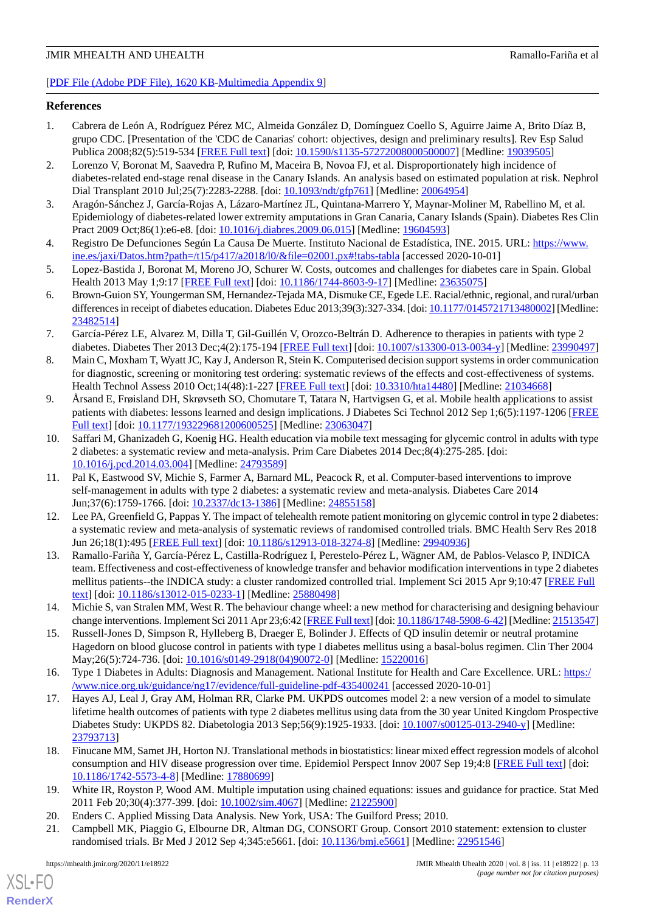[PDF File (Adobe PDF File), 1620 KB-Multimedia Appendix 9]

## References

1. Cabrera de León A, Rodríguez Pérez MC, Almeida González D, Domínguez Coello S, Aguirre Jaime A, Brito Díaz B, grupo CDC. [Presentation of the 'CDC de Canarias' cohort: objectives, design and preliminary results]. Rev Esp Salud Publica 2008;82(5):519-534 [FREE Full text] [doi: 10.1590/s1135-57272008000500007] [Medline: 19039505]
2. Lorenzo V, Boronat M, Saavedra P, Rufino M, Maceira B, Novoa FJ, et al. Disproportionately high incidence of diabetes-related end-stage renal disease in the Canary Islands. An analysis based on estimated population at risk. Nephrol Dial Transplant 2010 Jul;25(7):2283-2288. [doi: 10.1093/ndt/gfp761] [Medline: 20064954]
3. Aragón-Sánchez J, García-Rojas A, Lázaro-Martínez JL, Quintana-Marrero Y, Maynar-Moliner M, Rabellino M, et al. Epidemiology of diabetes-related lower extremity amputations in Gran Canaria, Canary Islands (Spain). Diabetes Res Clin Pract 2009 Oct;86(1):e6-e8. [doi: 10.1016/j.diabres.2009.06.015] [Medline: 19604593]
4. Registro De Defunciones Según La Causa De Muerte. Instituto Nacional de Estadística, INE. 2015. URL: https://www.ine.es/jaxi/Datos.htm?path=/t15/p417/a2018/l0/&file=02001.px#!tabs-tabla [accessed 2020-10-01]
5. Lopez-Bastida J, Boronat M, Moreno JO, Schurer W. Costs, outcomes and challenges for diabetes care in Spain. Global Health 2013 May 1;9:17 [FREE Full text] [doi: 10.1186/1744-8603-9-17] [Medline: 23635075]
6. Brown-Guion SY, Youngerman SM, Hernandez-Tejada MA, Dismuke CE, Egede LE. Racial/ethnic, regional, and rural/urban differences in receipt of diabetes education. Diabetes Educ 2013;39(3):327-334. [doi: 10.1177/0145721713480002] [Medline: 23482514]
7. García-Pérez LE, Alvarez M, Dilla T, Gil-Guillén V, Orozco-Beltrán D. Adherence to therapies in patients with type 2 diabetes. Diabetes Ther 2013 Dec;4(2):175-194 [FREE Full text] [doi: 10.1007/s13300-013-0034-y] [Medline: 23990497]
8. Main C, Moxham T, Wyatt JC, Kay J, Anderson R, Stein K. Computerised decision support systems in order communication for diagnostic, screening or monitoring test ordering: systematic reviews of the effects and cost-effectiveness of systems. Health Technol Assess 2010 Oct;14(48):1-227 [FREE Full text] [doi: 10.3310/hta14480] [Medline: 21034668]
9. Årsand E, Frøisland DH, Skrøvseth SO, Chomutare T, Tatara N, Hartvigsen G, et al. Mobile health applications to assist patients with diabetes: lessons learned and design implications. J Diabetes Sci Technol 2012 Sep 1;6(5):1197-1206 [FREE Full text] [doi: 10.1177/193229681200600525] [Medline: 23063047]
10. Saffari M, Ghanizadeh G, Koenig HG. Health education via mobile text messaging for glycemic control in adults with type 2 diabetes: a systematic review and meta-analysis. Prim Care Diabetes 2014 Dec;8(4):275-285. [doi: 10.1016/j.pcd.2014.03.004] [Medline: 24793589]
11. Pal K, Eastwood SV, Michie S, Farmer A, Barnard ML, Peacock R, et al. Computer-based interventions to improve self-management in adults with type 2 diabetes: a systematic review and meta-analysis. Diabetes Care 2014 Jun;37(6):1759-1766. [doi: 10.2337/dc13-1386] [Medline: 24855158]
12. Lee PA, Greenfield G, Pappas Y. The impact of telehealth remote patient monitoring on glycemic control in type 2 diabetes: a systematic review and meta-analysis of systematic reviews of randomised controlled trials. BMC Health Serv Res 2018 Jun 26;18(1):495 [FREE Full text] [doi: 10.1186/s12913-018-3274-8] [Medline: 29940936]
13. Ramallo-Fariña Y, García-Pérez L, Castilla-Rodríguez I, Perestelo-Pérez L, Wägner AM, de Pablos-Velasco P, INDICA team. Effectiveness and cost-effectiveness of knowledge transfer and behavior modification interventions in type 2 diabetes mellitus patients--the INDICA study: a cluster randomized controlled trial. Implement Sci 2015 Apr 9;10:47 [FREE Full text] [doi: 10.1186/s13012-015-0233-1] [Medline: 25880498]
14. Michie S, van Stralen MM, West R. The behaviour change wheel: a new method for characterising and designing behaviour change interventions. Implement Sci 2011 Apr 23;6:42 [FREE Full text] [doi: 10.1186/1748-5908-6-42] [Medline: 21513547]
15. Russell-Jones D, Simpson R, Hylleberg B, Draeger E, Bolinder J. Effects of QD insulin detemir or neutral protamine Hagedorn on blood glucose control in patients with type I diabetes mellitus using a basal-bolus regimen. Clin Ther 2004 May;26(5):724-736. [doi: 10.1016/s0149-2918(04)90072-0] [Medline: 15220016]
16. Type 1 Diabetes in Adults: Diagnosis and Management. National Institute for Health and Care Excellence. URL: https://www.nice.org.uk/guidance/ng17/evidence/full-guideline-pdf-435400241 [accessed 2020-10-01]
17. Hayes AJ, Leal J, Gray AM, Holman RR, Clarke PM. UKPDS outcomes model 2: a new version of a model to simulate lifetime health outcomes of patients with type 2 diabetes mellitus using data from the 30 year United Kingdom Prospective Diabetes Study: UKPDS 82. Diabetologia 2013 Sep;56(9):1925-1933. [doi: 10.1007/s00125-013-2940-y] [Medline: 23793713]
18. Finucane MM, Samet JH, Horton NJ. Translational methods in biostatistics: linear mixed effect regression models of alcohol consumption and HIV disease progression over time. Epidemiol Perspect Innov 2007 Sep 19;4:8 [FREE Full text] [doi: 10.1186/1742-5573-4-8] [Medline: 17880699]
19. White IR, Royston P, Wood AM. Multiple imputation using chained equations: issues and guidance for practice. Stat Med 2011 Feb 20;30(4):377-399. [doi: 10.1002/sim.4067] [Medline: 21225900]
20. Enders C. Applied Missing Data Analysis. New York, USA: The Guilford Press; 2010.
21. Campbell MK, Piaggio G, Elbourne DR, Altman DG, CONSORT Group. Consort 2010 statement: extension to cluster randomised trials. Br Med J 2012 Sep 4;345:e5661. [doi: 10.1136/bmj.e5661] [Medline: 22951546]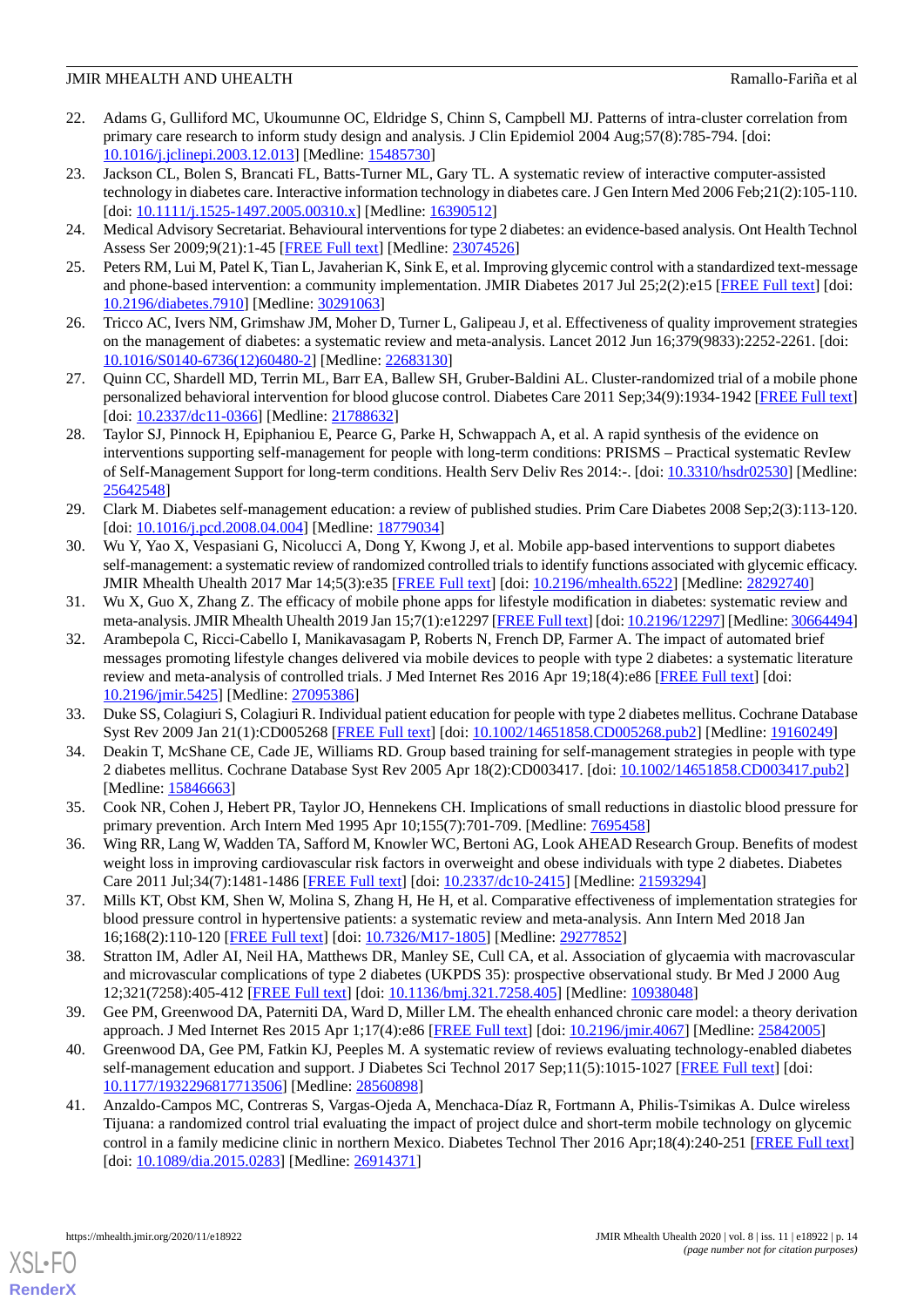22. Adams G, Gulliford MC, Ukoumunne OC, Eldridge S, Chinn S, Campbell MJ. Patterns of intra-cluster correlation from primary care research to inform study design and analysis. J Clin Epidemiol 2004 Aug;57(8):785-794. [doi: 10.1016/j.jclinepi.2003.12.013] [Medline: 15485730]
23. Jackson CL, Bolen S, Brancati FL, Batts-Turner ML, Gary TL. A systematic review of interactive computer-assisted technology in diabetes care. Interactive information technology in diabetes care. J Gen Intern Med 2006 Feb;21(2):105-110. [doi: 10.1111/j.1525-1497.2005.00310.x] [Medline: 16390512]
24. Medical Advisory Secretariat. Behavioural interventions for type 2 diabetes: an evidence-based analysis. Ont Health Technol Assess Ser 2009;9(21):1-45 [FREE Full text] [Medline: 23074526]
25. Peters RM, Lui M, Patel K, Tian L, Javaherian K, Sink E, et al. Improving glycemic control with a standardized text-message and phone-based intervention: a community implementation. JMIR Diabetes 2017 Jul 25;2(2):e15 [FREE Full text] [doi: 10.2196/diabetes.7910] [Medline: 30291063]
26. Tricco AC, Ivers NM, Grimshaw JM, Moher D, Turner L, Galipeau J, et al. Effectiveness of quality improvement strategies on the management of diabetes: a systematic review and meta-analysis. Lancet 2012 Jun 16;379(9833):2252-2261. [doi: 10.1016/S0140-6736(12)60480-2] [Medline: 22683130]
27. Quinn CC, Shardell MD, Terrin ML, Barr EA, Ballew SH, Gruber-Baldini AL. Cluster-randomized trial of a mobile phone personalized behavioral intervention for blood glucose control. Diabetes Care 2011 Sep;34(9):1934-1942 [FREE Full text] [doi: 10.2337/dc11-0366] [Medline: 21788632]
28. Taylor SJ, Pinnock H, Epiphaniou E, Pearce G, Parke H, Schwappach A, et al. A rapid synthesis of the evidence on interventions supporting self-management for people with long-term conditions: PRISMS – Practical systematic RevIew of Self-Management Support for long-term conditions. Health Serv Deliv Res 2014:-. [doi: 10.3310/hsdr02530] [Medline: 25642548]
29. Clark M. Diabetes self-management education: a review of published studies. Prim Care Diabetes 2008 Sep;2(3):113-120. [doi: 10.1016/j.pcd.2008.04.004] [Medline: 18779034]
30. Wu Y, Yao X, Vespasiani G, Nicolucci A, Dong Y, Kwong J, et al. Mobile app-based interventions to support diabetes self-management: a systematic review of randomized controlled trials to identify functions associated with glycemic efficacy. JMIR Mhealth Uhealth 2017 Mar 14;5(3):e35 [FREE Full text] [doi: 10.2196/mhealth.6522] [Medline: 28292740]
31. Wu X, Guo X, Zhang Z. The efficacy of mobile phone apps for lifestyle modification in diabetes: systematic review and meta-analysis. JMIR Mhealth Uhealth 2019 Jan 15;7(1):e12297 [FREE Full text] [doi: 10.2196/12297] [Medline: 30664494]
32. Arambepola C, Ricci-Cabello I, Manikavasagam P, Roberts N, French DP, Farmer A. The impact of automated brief messages promoting lifestyle changes delivered via mobile devices to people with type 2 diabetes: a systematic literature review and meta-analysis of controlled trials. J Med Internet Res 2016 Apr 19;18(4):e86 [FREE Full text] [doi: 10.2196/jmir.5425] [Medline: 27095386]
33. Duke SS, Colagiuri S, Colagiuri R. Individual patient education for people with type 2 diabetes mellitus. Cochrane Database Syst Rev 2009 Jan 21(1):CD005268 [FREE Full text] [doi: 10.1002/14651858.CD005268.pub2] [Medline: 19160249]
34. Deakin T, McShane CE, Cade JE, Williams RD. Group based training for self-management strategies in people with type 2 diabetes mellitus. Cochrane Database Syst Rev 2005 Apr 18(2):CD003417. [doi: 10.1002/14651858.CD003417.pub2] [Medline: 15846663]
35. Cook NR, Cohen J, Hebert PR, Taylor JO, Hennekens CH. Implications of small reductions in diastolic blood pressure for primary prevention. Arch Intern Med 1995 Apr 10;155(7):701-709. [Medline: 7695458]
36. Wing RR, Lang W, Wadden TA, Safford M, Knowler WC, Bertoni AG, Look AHEAD Research Group. Benefits of modest weight loss in improving cardiovascular risk factors in overweight and obese individuals with type 2 diabetes. Diabetes Care 2011 Jul;34(7):1481-1486 [FREE Full text] [doi: 10.2337/dc10-2415] [Medline: 21593294]
37. Mills KT, Obst KM, Shen W, Molina S, Zhang H, He H, et al. Comparative effectiveness of implementation strategies for blood pressure control in hypertensive patients: a systematic review and meta-analysis. Ann Intern Med 2018 Jan 16;168(2):110-120 [FREE Full text] [doi: 10.7326/M17-1805] [Medline: 29277852]
38. Stratton IM, Adler AI, Neil HA, Matthews DR, Manley SE, Cull CA, et al. Association of glycaemia with macrovascular and microvascular complications of type 2 diabetes (UKPDS 35): prospective observational study. Br Med J 2000 Aug 12;321(7258):405-412 [FREE Full text] [doi: 10.1136/bmj.321.7258.405] [Medline: 10938048]
39. Gee PM, Greenwood DA, Paterniti DA, Ward D, Miller LM. The ehealth enhanced chronic care model: a theory derivation approach. J Med Internet Res 2015 Apr 1;17(4):e86 [FREE Full text] [doi: 10.2196/jmir.4067] [Medline: 25842005]
40. Greenwood DA, Gee PM, Fatkin KJ, Peeples M. A systematic review of reviews evaluating technology-enabled diabetes self-management education and support. J Diabetes Sci Technol 2017 Sep;11(5):1015-1027 [FREE Full text] [doi: 10.1177/1932296817713506] [Medline: 28560898]
41. Anzaldo-Campos MC, Contreras S, Vargas-Ojeda A, Menchaca-Díaz R, Fortmann A, Philis-Tsimikas A. Dulce wireless Tijuana: a randomized control trial evaluating the impact of project dulce and short-term mobile technology on glycemic control in a family medicine clinic in northern Mexico. Diabetes Technol Ther 2016 Apr;18(4):240-251 [FREE Full text] [doi: 10.1089/dia.2015.0283] [Medline: 26914371]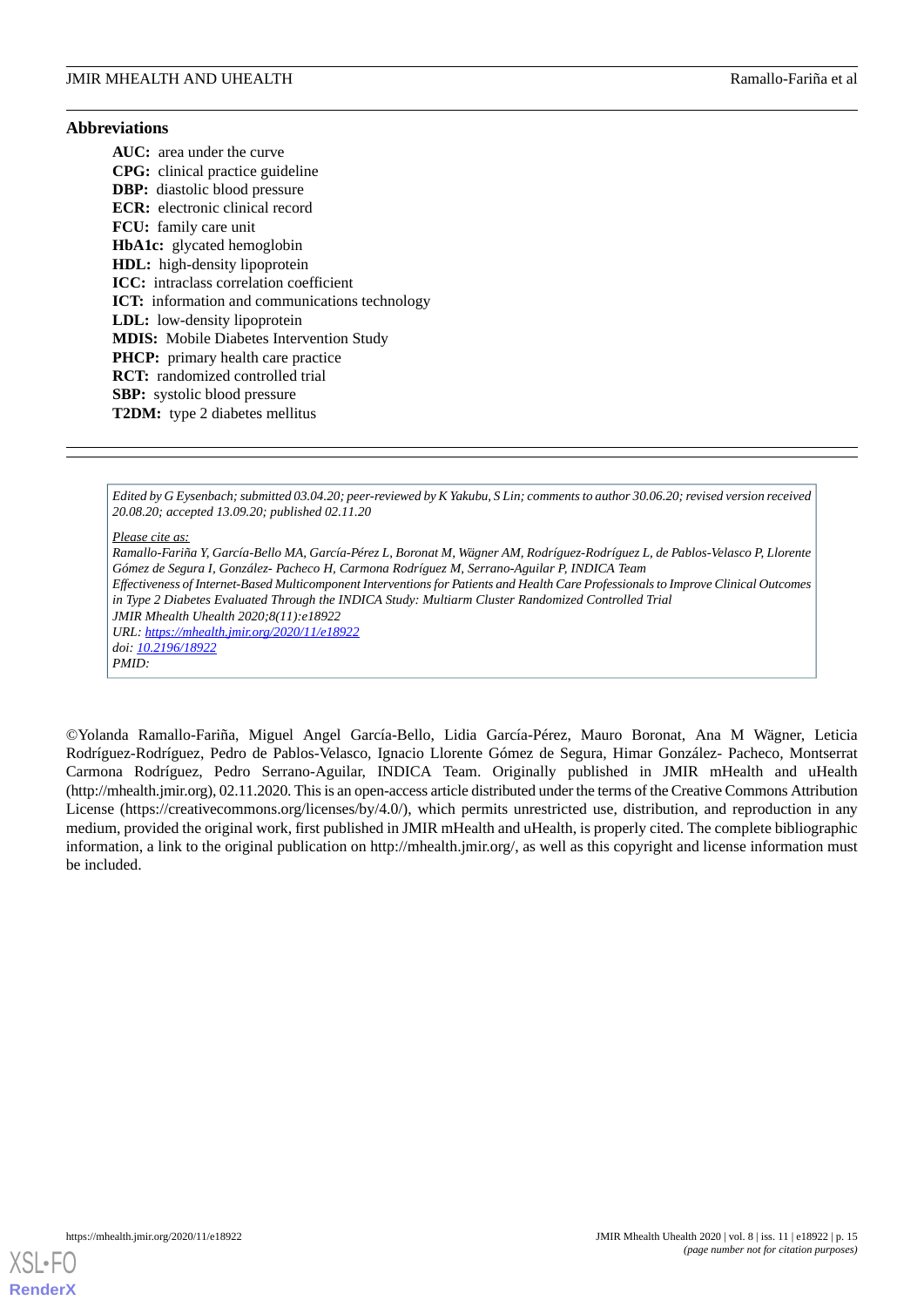## Abbreviations

**AUC:** area under the curve
**CPG:** clinical practice guideline
**DBP:** diastolic blood pressure
**ECR:** electronic clinical record
**FCU:** family care unit
**HbA1c:** glycated hemoglobin
**HDL:** high-density lipoprotein
**ICC:** intraclass correlation coefficient
**ICT:** information and communications technology
**LDL:** low-density lipoprotein
**MDIS:** Mobile Diabetes Intervention Study
**PHCP:** primary health care practice
**RCT:** randomized controlled trial
**SBP:** systolic blood pressure
**T2DM:** type 2 diabetes mellitus

*Edited by G Eysenbach; submitted 03.04.20; peer-reviewed by K Yakubu, S Lin; comments to author 30.06.20; revised version received 20.08.20; accepted 13.09.20; published 02.11.20*

*Please cite as:*
*Ramallo-Fariña Y, García-Bello MA, García-Pérez L, Boronat M, Wägner AM, Rodríguez-Rodríguez L, de Pablos-Velasco P, Llorente Gómez de Segura I, González- Pacheco H, Carmona Rodríguez M, Serrano-Aguilar P, INDICA Team*
*Effectiveness of Internet-Based Multicomponent Interventions for Patients and Health Care Professionals to Improve Clinical Outcomes in Type 2 Diabetes Evaluated Through the INDICA Study: Multiarm Cluster Randomized Controlled Trial*
*JMIR Mhealth Uhealth 2020;8(11):e18922*
*URL: https://mhealth.jmir.org/2020/11/e18922*
*doi: 10.2196/18922*
*PMID:*

©Yolanda Ramallo-Fariña, Miguel Angel García-Bello, Lidia García-Pérez, Mauro Boronat, Ana M Wägner, Leticia Rodríguez-Rodríguez, Pedro de Pablos-Velasco, Ignacio Llorente Gómez de Segura, Himar González- Pacheco, Montserrat Carmona Rodríguez, Pedro Serrano-Aguilar, INDICA Team. Originally published in JMIR mHealth and uHealth (http://mhealth.jmir.org), 02.11.2020. This is an open-access article distributed under the terms of the Creative Commons Attribution License (https://creativecommons.org/licenses/by/4.0/), which permits unrestricted use, distribution, and reproduction in any medium, provided the original work, first published in JMIR mHealth and uHealth, is properly cited. The complete bibliographic information, a link to the original publication on http://mhealth.jmir.org/, as well as this copyright and license information must be included.